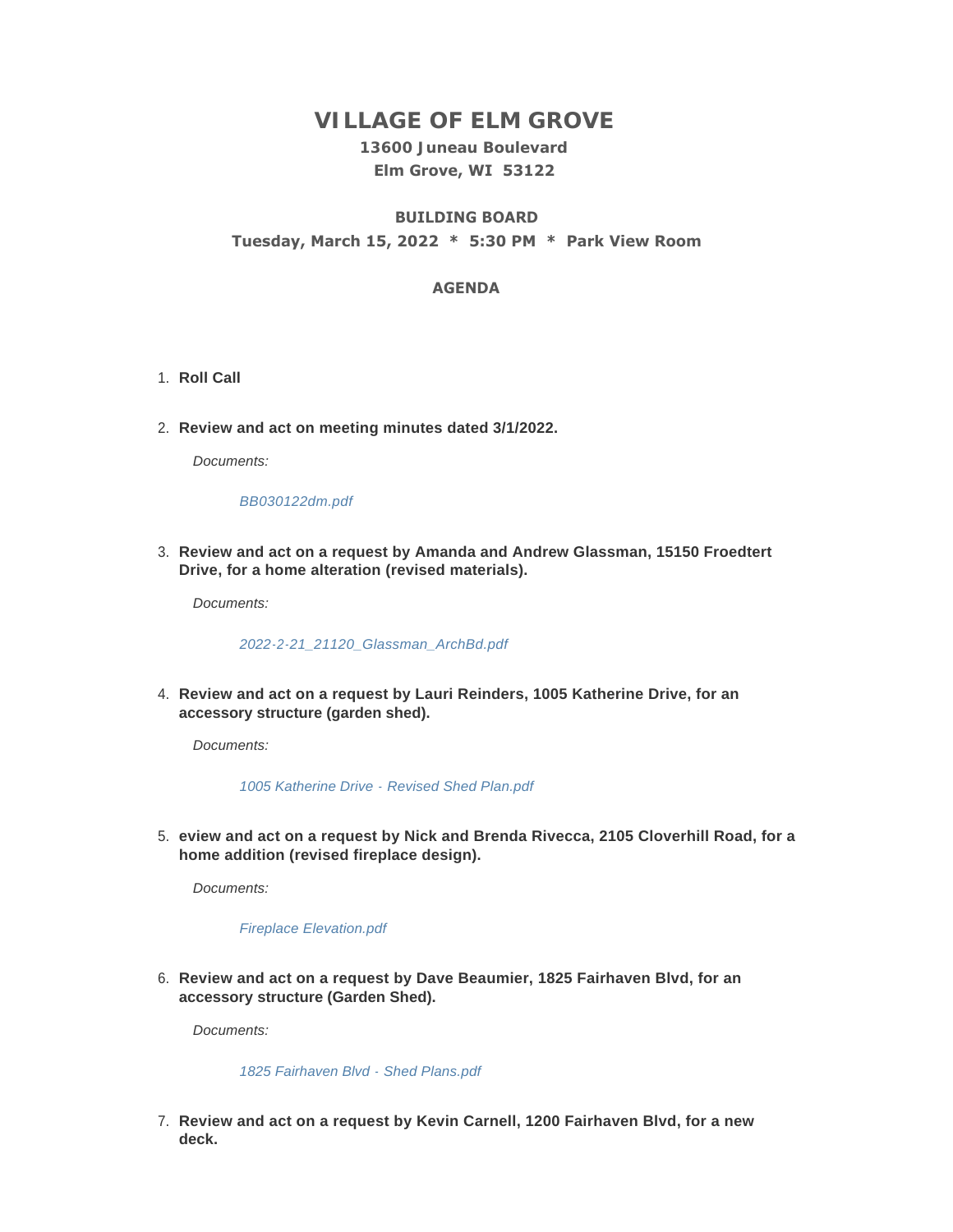# VILLAGE OF ELM GROVE

**13600 Juneau Boulevard**
**Elm Grove, WI 53122**

**BUILDING BOARD**
**Tuesday, March 15, 2022 * 5:30 PM * Park View Room**

**AGENDA**

1. **Roll Call**

2. **Review and act on meeting minutes dated 3/1/2022.**

   *Documents:*

   *BB030122dm.pdf*

3. **Review and act on a request by Amanda and Andrew Glassman, 15150 Froedtert Drive, for a home alteration (revised materials).**

   *Documents:*

   *2022-2-21_21120_Glassman_ArchBd.pdf*

4. **Review and act on a request by Lauri Reinders, 1005 Katherine Drive, for an accessory structure (garden shed).**

   *Documents:*

   *1005 Katherine Drive - Revised Shed Plan.pdf*

5. **eview and act on a request by Nick and Brenda Rivecca, 2105 Cloverhill Road, for a home addition (revised fireplace design).**

   *Documents:*

   *Fireplace Elevation.pdf*

6. **Review and act on a request by Dave Beaumier, 1825 Fairhaven Blvd, for an accessory structure (Garden Shed).**

   *Documents:*

   *1825 Fairhaven Blvd - Shed Plans.pdf*

7. **Review and act on a request by Kevin Carnell, 1200 Fairhaven Blvd, for a new deck.**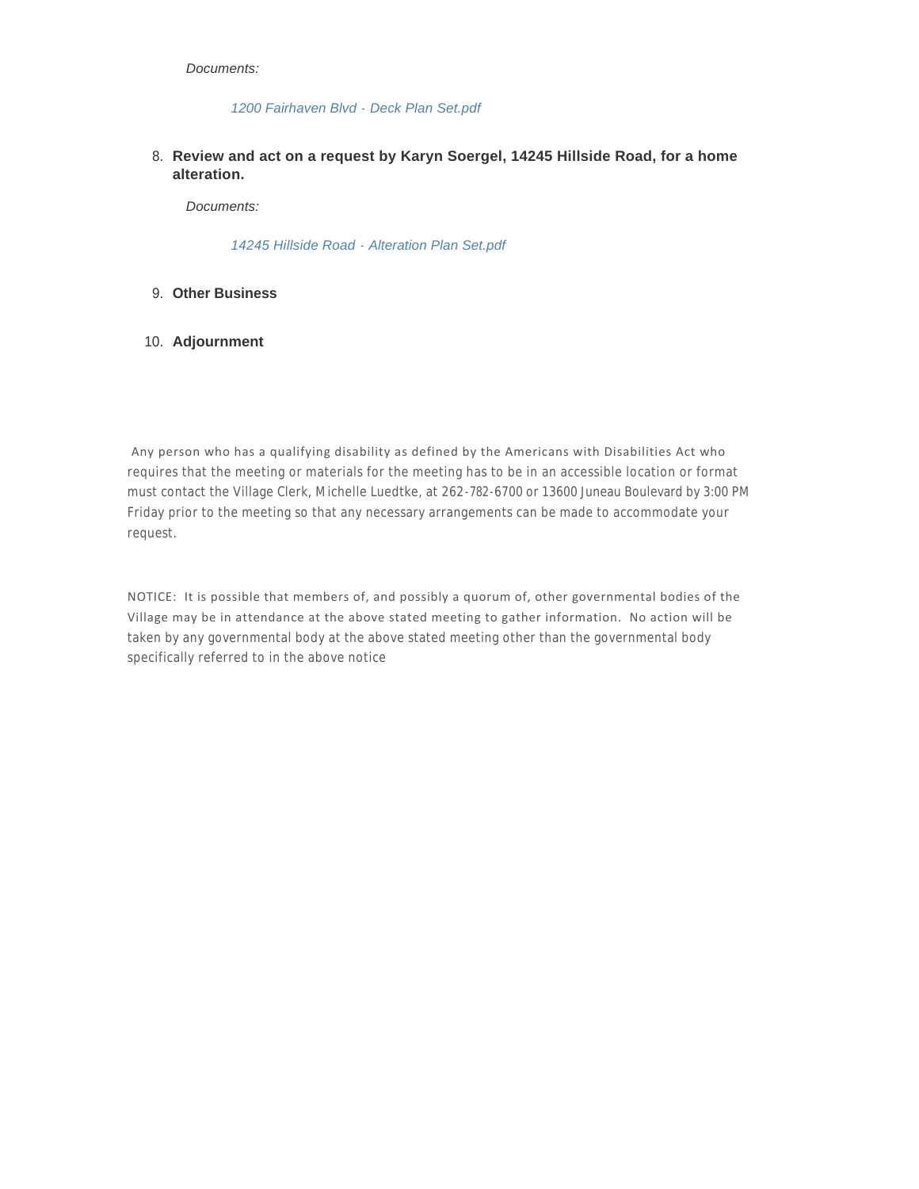*Documents:*

*1200 Fairhaven Blvd - Deck Plan Set.pdf*

8. **Review and act on a request by Karyn Soergel, 14245 Hillside Road, for a home alteration.**

   *Documents:*

   *14245 Hillside Road - Alteration Plan Set.pdf*

9. **Other Business**

10. **Adjournment**

Any person who has a qualifying disability as defined by the Americans with Disabilities Act who requires that the meeting or materials for the meeting has to be in an accessible location or format must contact the Village Clerk, Michelle Luedtke, at 262-782-6700 or 13600 Juneau Boulevard by 3:00 PM Friday prior to the meeting so that any necessary arrangements can be made to accommodate your request.

NOTICE: It is possible that members of, and possibly a quorum of, other governmental bodies of the Village may be in attendance at the above stated meeting to gather information. No action will be taken by any governmental body at the above stated meeting other than the governmental body specifically referred to in the above notice